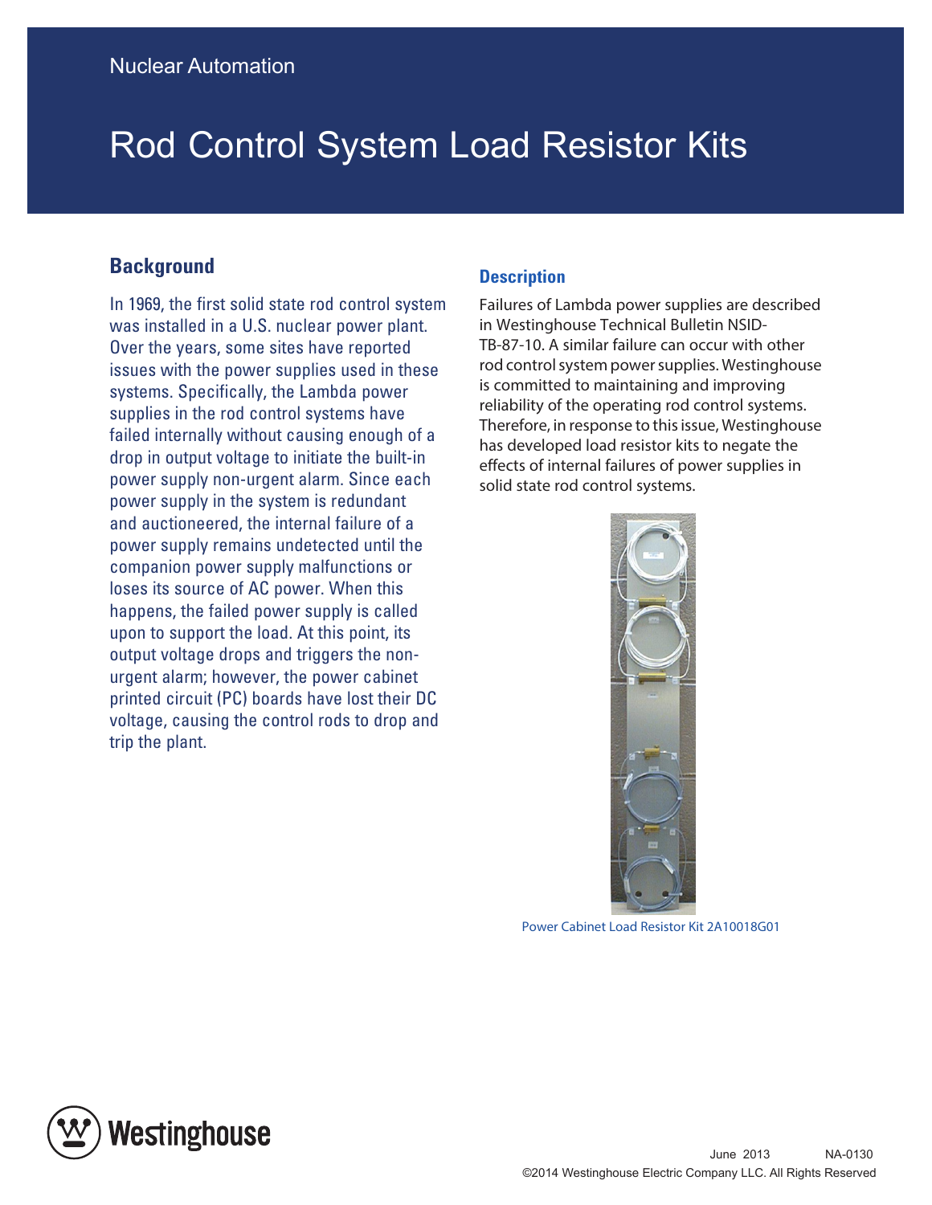Nuclear Automation

# Rod Control System Load Resistor Kits

## Background

In 1969, the first solid state rod control system was installed in a U.S. nuclear power plant. Over the years, some sites have reported issues with the power supplies used in these systems. Specifically, the Lambda power supplies in the rod control systems have failed internally without causing enough of a drop in output voltage to initiate the built-in power supply non-urgent alarm. Since each power supply in the system is redundant and auctioneered, the internal failure of a power supply remains undetected until the companion power supply malfunctions or loses its source of AC power. When this happens, the failed power supply is called upon to support the load. At this point, its output voltage drops and triggers the non-urgent alarm; however, the power cabinet printed circuit (PC) boards have lost their DC voltage, causing the control rods to drop and trip the plant.

## Description

Failures of Lambda power supplies are described in Westinghouse Technical Bulletin NSID-TB-87-10. A similar failure can occur with other rod control system power supplies. Westinghouse is committed to maintaining and improving reliability of the operating rod control systems. Therefore, in response to this issue, Westinghouse has developed load resistor kits to negate the effects of internal failures of power supplies in solid state rod control systems.

Power Cabinet Load Resistor Kit 2A10018G01

June 2013 NA-0130

©2014 Westinghouse Electric Company LLC. All Rights Reserved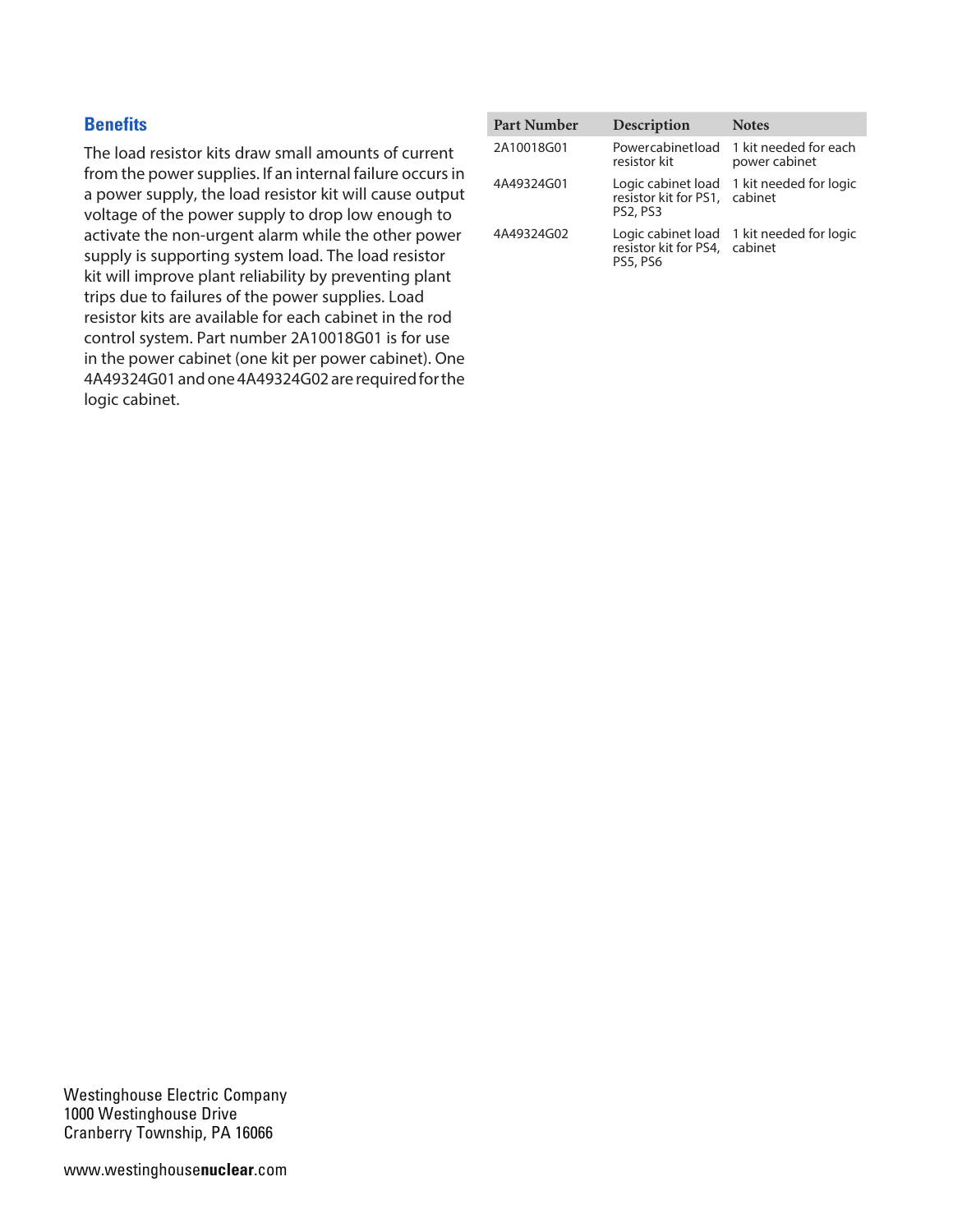## Benefits

The load resistor kits draw small amounts of current from the power supplies. If an internal failure occurs in a power supply, the load resistor kit will cause output voltage of the power supply to drop low enough to activate the non-urgent alarm while the other power supply is supporting system load. The load resistor kit will improve plant reliability by preventing plant trips due to failures of the power supplies. Load resistor kits are available for each cabinet in the rod control system. Part number 2A10018G01 is for use in the power cabinet (one kit per power cabinet). One 4A49324G01 and one 4A49324G02 are required for the logic cabinet.

| Part Number | Description | Notes |
|---|---|---|
| 2A10018G01 | Power cabinet load resistor kit | 1 kit needed for each power cabinet |
| 4A49324G01 | Logic cabinet load resistor kit for PS1, PS2, PS3 | 1 kit needed for logic cabinet |
| 4A49324G02 | Logic cabinet load resistor kit for PS4, PS5, PS6 | 1 kit needed for logic cabinet |

Westinghouse Electric Company
1000 Westinghouse Drive
Cranberry Township, PA 16066

www.westinghouse**nuclear**.com